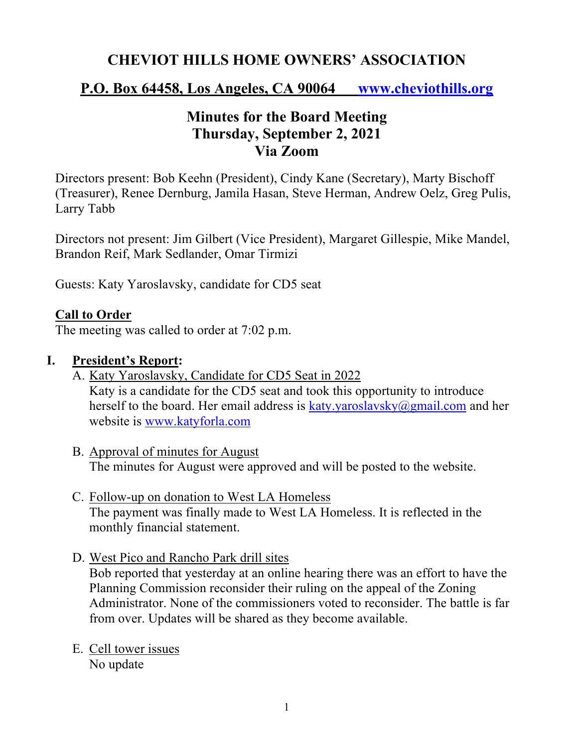# CHEVIOT HILLS HOME OWNERS' ASSOCIATION

## P.O. Box 64458, Los Angeles, CA 90064 [www.cheviothills.org](http://www.cheviothills.org)

## Minutes for the Board Meeting
## Thursday, September 2, 2021
## Via Zoom

Directors present: Bob Keehn (President), Cindy Kane (Secretary), Marty Bischoff (Treasurer), Renee Dernburg, Jamila Hasan, Steve Herman, Andrew Oelz, Greg Pulis, Larry Tabb

Directors not present: Jim Gilbert (Vice President), Margaret Gillespie, Mike Mandel, Brandon Reif, Mark Sedlander, Omar Tirmizi

Guests: Katy Yaroslavsky, candidate for CD5 seat

**Call to Order**
The meeting was called to order at 7:02 p.m.

**I. President's Report:**

A. Katy Yaroslavsky, Candidate for CD5 Seat in 2022
Katy is a candidate for the CD5 seat and took this opportunity to introduce herself to the board. Her email address is [katy.yaroslavsky@gmail.com](mailto:katy.yaroslavsky@gmail.com) and her website is [www.katyforla.com](http://www.katyforla.com)

B. Approval of minutes for August
The minutes for August were approved and will be posted to the website.

C. Follow-up on donation to West LA Homeless
The payment was finally made to West LA Homeless. It is reflected in the monthly financial statement.

D. West Pico and Rancho Park drill sites
Bob reported that yesterday at an online hearing there was an effort to have the Planning Commission reconsider their ruling on the appeal of the Zoning Administrator. None of the commissioners voted to reconsider. The battle is far from over. Updates will be shared as they become available.

E. Cell tower issues
No update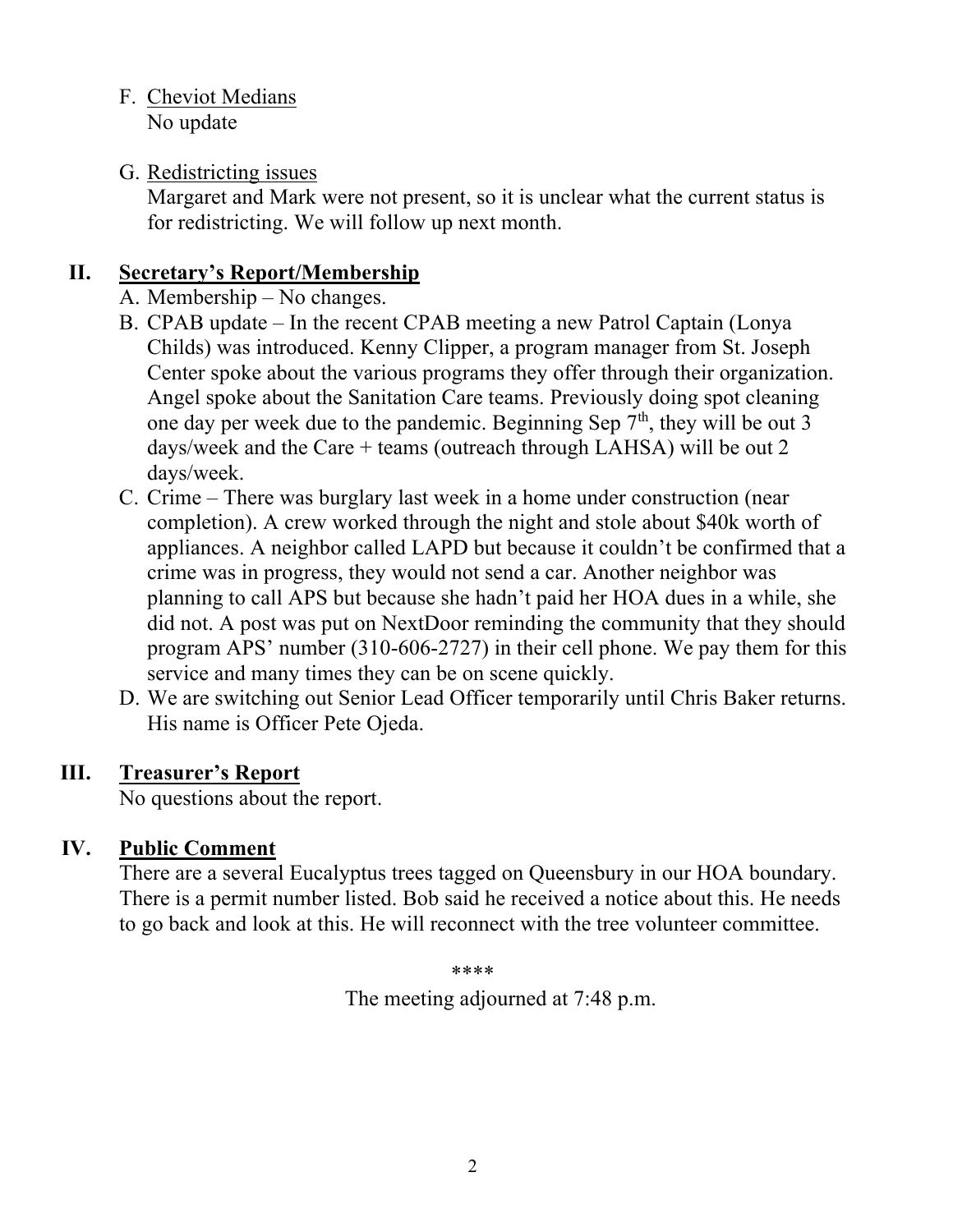F. Cheviot Medians
   No update

G. Redistricting issues
   Margaret and Mark were not present, so it is unclear what the current status is for redistricting. We will follow up next month.

## II. Secretary's Report/Membership

A. Membership – No changes.

B. CPAB update – In the recent CPAB meeting a new Patrol Captain (Lonya Childs) was introduced. Kenny Clipper, a program manager from St. Joseph Center spoke about the various programs they offer through their organization. Angel spoke about the Sanitation Care teams. Previously doing spot cleaning one day per week due to the pandemic. Beginning Sep 7th, they will be out 3 days/week and the Care + teams (outreach through LAHSA) will be out 2 days/week.

C. Crime – There was burglary last week in a home under construction (near completion). A crew worked through the night and stole about $40k worth of appliances. A neighbor called LAPD but because it couldn't be confirmed that a crime was in progress, they would not send a car. Another neighbor was planning to call APS but because she hadn't paid her HOA dues in a while, she did not. A post was put on NextDoor reminding the community that they should program APS' number (310-606-2727) in their cell phone. We pay them for this service and many times they can be on scene quickly.

D. We are switching out Senior Lead Officer temporarily until Chris Baker returns. His name is Officer Pete Ojeda.

## III. Treasurer's Report

No questions about the report.

## IV. Public Comment

There are a several Eucalyptus trees tagged on Queensbury in our HOA boundary. There is a permit number listed. Bob said he received a notice about this. He needs to go back and look at this. He will reconnect with the tree volunteer committee.

****

The meeting adjourned at 7:48 p.m.